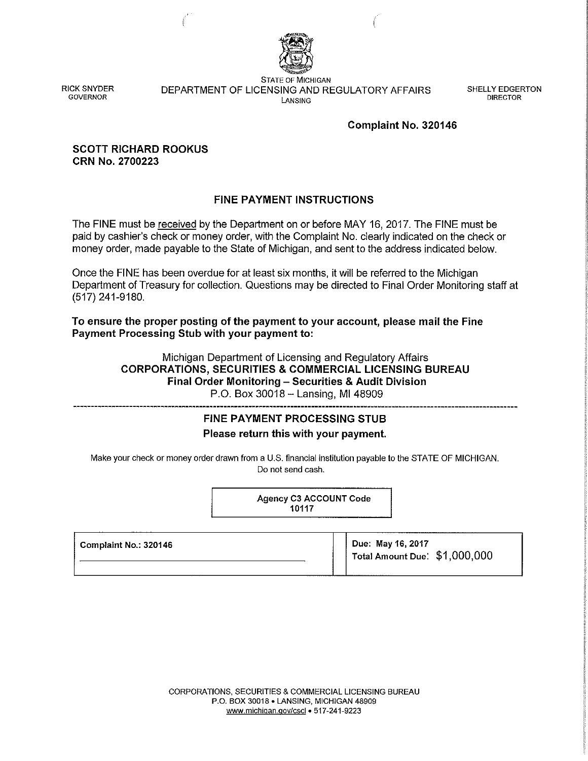RICK SNYDER
GOVERNOR

STATE OF MICHIGAN
DEPARTMENT OF LICENSING AND REGULATORY AFFAIRS
LANSING

SHELLY EDGERTON
DIRECTOR

**Complaint No. 320146**

**SCOTT RICHARD ROOKUS**
**CRN No. 2700223**

## FINE PAYMENT INSTRUCTIONS

The FINE must be received by the Department on or before MAY 16, 2017. The FINE must be paid by cashier's check or money order, with the Complaint No. clearly indicated on the check or money order, made payable to the State of Michigan, and sent to the address indicated below.

Once the FINE has been overdue for at least six months, it will be referred to the Michigan Department of Treasury for collection. Questions may be directed to Final Order Monitoring staff at (517) 241-9180.

**To ensure the proper posting of the payment to your account, please mail the Fine Payment Processing Stub with your payment to:**

Michigan Department of Licensing and Regulatory Affairs
**CORPORATIONS, SECURITIES & COMMERCIAL LICENSING BUREAU**
**Final Order Monitoring – Securities & Audit Division**
P.O. Box 30018 – Lansing, MI 48909

---

## FINE PAYMENT PROCESSING STUB

**Please return this with your payment.**

Make your check or money order drawn from a U.S. financial institution payable to the STATE OF MICHIGAN. Do not send cash.

| Agency C3 ACCOUNT Code |
|---|
| 10117 |

| Complaint No.: 320146 | Due: May 16, 2017<br>Total Amount Due: $1,000,000 |
|---|---|

CORPORATIONS, SECURITIES & COMMERCIAL LICENSING BUREAU
P.O. BOX 30018 • LANSING, MICHIGAN 48909
www.michigan.gov/cscl • 517-241-9223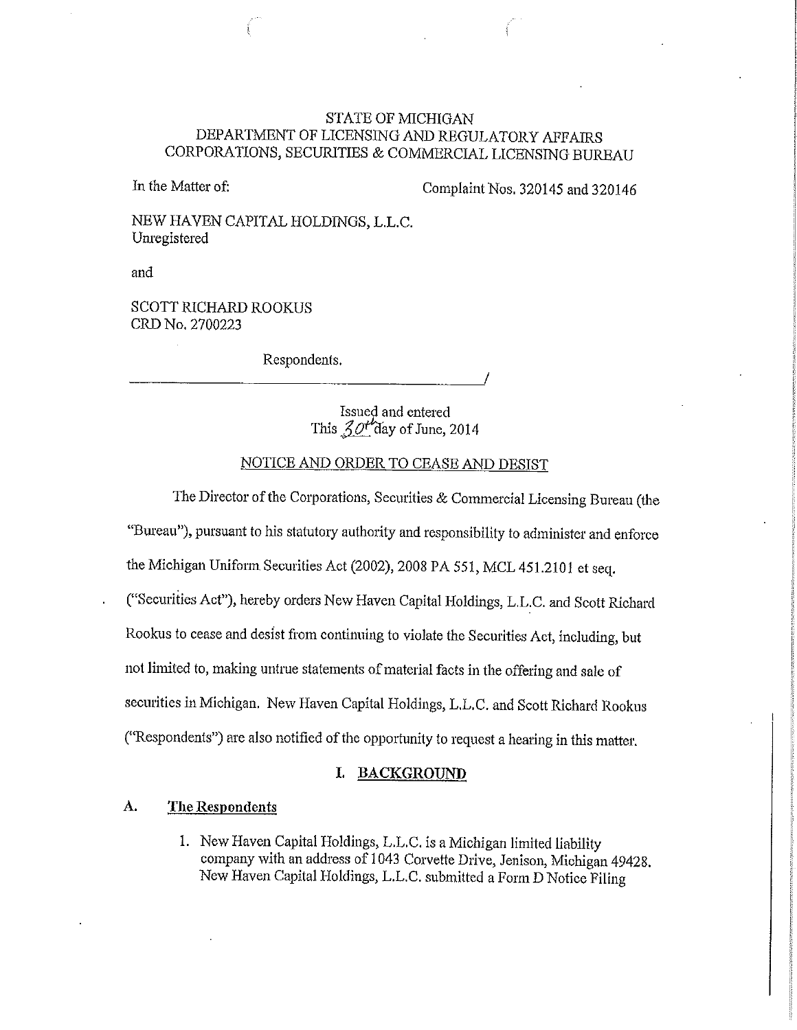STATE OF MICHIGAN
DEPARTMENT OF LICENSING AND REGULATORY AFFAIRS
CORPORATIONS, SECURITIES & COMMERCIAL LICENSING BUREAU

In the Matter of:

Complaint Nos. 320145 and 320146

NEW HAVEN CAPITAL HOLDINGS, L.L.C.
Unregistered

and

SCOTT RICHARD ROOKUS
CRD No. 2700223

Respondents.
_____________________________________________/

Issued and entered
This 30th day of June, 2014

NOTICE AND ORDER TO CEASE AND DESIST

The Director of the Corporations, Securities & Commercial Licensing Bureau (the "Bureau"), pursuant to his statutory authority and responsibility to administer and enforce the Michigan Uniform Securities Act (2002), 2008 PA 551, MCL 451.2101 et seq. ("Securities Act"), hereby orders New Haven Capital Holdings, L.L.C. and Scott Richard Rookus to cease and desist from continuing to violate the Securities Act, including, but not limited to, making untrue statements of material facts in the offering and sale of securities in Michigan. New Haven Capital Holdings, L.L.C. and Scott Richard Rookus ("Respondents") are also notified of the opportunity to request a hearing in this matter.

## I. BACKGROUND

### A. The Respondents

1. New Haven Capital Holdings, L.L.C. is a Michigan limited liability company with an address of 1043 Corvette Drive, Jenison, Michigan 49428. New Haven Capital Holdings, L.L.C. submitted a Form D Notice Filing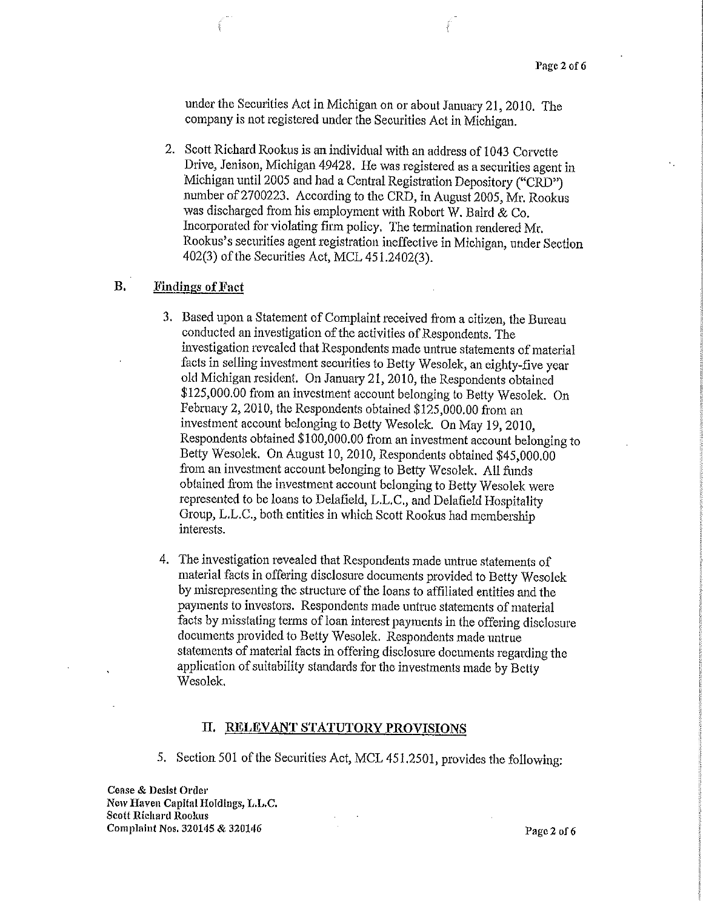under the Securities Act in Michigan on or about January 21, 2010. The company is not registered under the Securities Act in Michigan.

2. Scott Richard Rookus is an individual with an address of 1043 Corvette Drive, Jenison, Michigan 49428. He was registered as a securities agent in Michigan until 2005 and had a Central Registration Depository ("CRD") number of 2700223. According to the CRD, in August 2005, Mr. Rookus was discharged from his employment with Robert W. Baird & Co. Incorporated for violating firm policy. The termination rendered Mr. Rookus's securities agent registration ineffective in Michigan, under Section 402(3) of the Securities Act, MCL 451.2402(3).

## B. Findings of Fact

3. Based upon a Statement of Complaint received from a citizen, the Bureau conducted an investigation of the activities of Respondents. The investigation revealed that Respondents made untrue statements of material facts in selling investment securities to Betty Wesolek, an eighty-five year old Michigan resident. On January 21, 2010, the Respondents obtained $125,000.00 from an investment account belonging to Betty Wesolek. On February 2, 2010, the Respondents obtained $125,000.00 from an investment account belonging to Betty Wesolek. On May 19, 2010, Respondents obtained $100,000.00 from an investment account belonging to Betty Wesolek. On August 10, 2010, Respondents obtained $45,000.00 from an investment account belonging to Betty Wesolek. All funds obtained from the investment account belonging to Betty Wesolek were represented to be loans to Delafield, L.L.C., and Delafield Hospitality Group, L.L.C., both entities in which Scott Rookus had membership interests.

4. The investigation revealed that Respondents made untrue statements of material facts in offering disclosure documents provided to Betty Wesolek by misrepresenting the structure of the loans to affiliated entities and the payments to investors. Respondents made untrue statements of material facts by misstating terms of loan interest payments in the offering disclosure documents provided to Betty Wesolek. Respondents made untrue statements of material facts in offering disclosure documents regarding the application of suitability standards for the investments made by Betty Wesolek.

## II. RELEVANT STATUTORY PROVISIONS

5. Section 501 of the Securities Act, MCL 451.2501, provides the following:

Cease & Desist Order
New Haven Capital Holdings, L.L.C.
Scott Richard Rookus
Complaint Nos. 320145 & 320146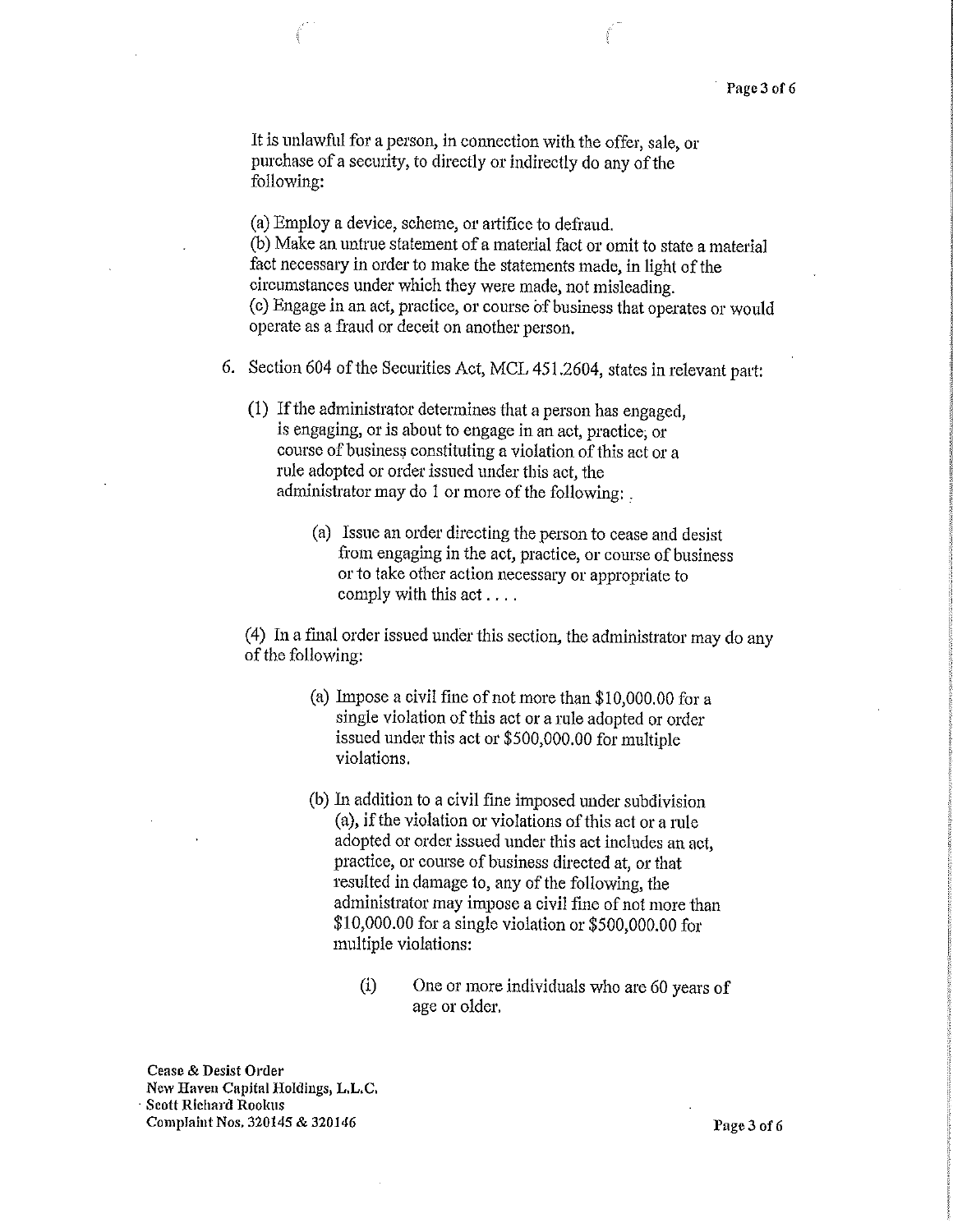It is unlawful for a person, in connection with the offer, sale, or purchase of a security, to directly or indirectly do any of the following:

(a) Employ a device, scheme, or artifice to defraud.
(b) Make an untrue statement of a material fact or omit to state a material fact necessary in order to make the statements made, in light of the circumstances under which they were made, not misleading.
(c) Engage in an act, practice, or course of business that operates or would operate as a fraud or deceit on another person.

6. Section 604 of the Securities Act, MCL 451.2604, states in relevant part:

   (1) If the administrator determines that a person has engaged, is engaging, or is about to engage in an act, practice, or course of business constituting a violation of this act or a rule adopted or order issued under this act, the administrator may do 1 or more of the following: .

   > (a) Issue an order directing the person to cease and desist from engaging in the act, practice, or course of business or to take other action necessary or appropriate to comply with this act . . . .

   (4) In a final order issued under this section, the administrator may do any of the following:

   > (a) Impose a civil fine of not more than $10,000.00 for a single violation of this act or a rule adopted or order issued under this act or $500,000.00 for multiple violations.
   >
   > (b) In addition to a civil fine imposed under subdivision (a), if the violation or violations of this act or a rule adopted or order issued under this act includes an act, practice, or course of business directed at, or that resulted in damage to, any of the following, the administrator may impose a civil fine of not more than $10,000.00 for a single violation or $500,000.00 for multiple violations:
   >
   > > (i) One or more individuals who are 60 years of age or older.

**Cease & Desist Order**
**New Haven Capital Holdings, L.L.C.**
**Scott Richard Rookus**
**Complaint Nos. 320145 & 320146**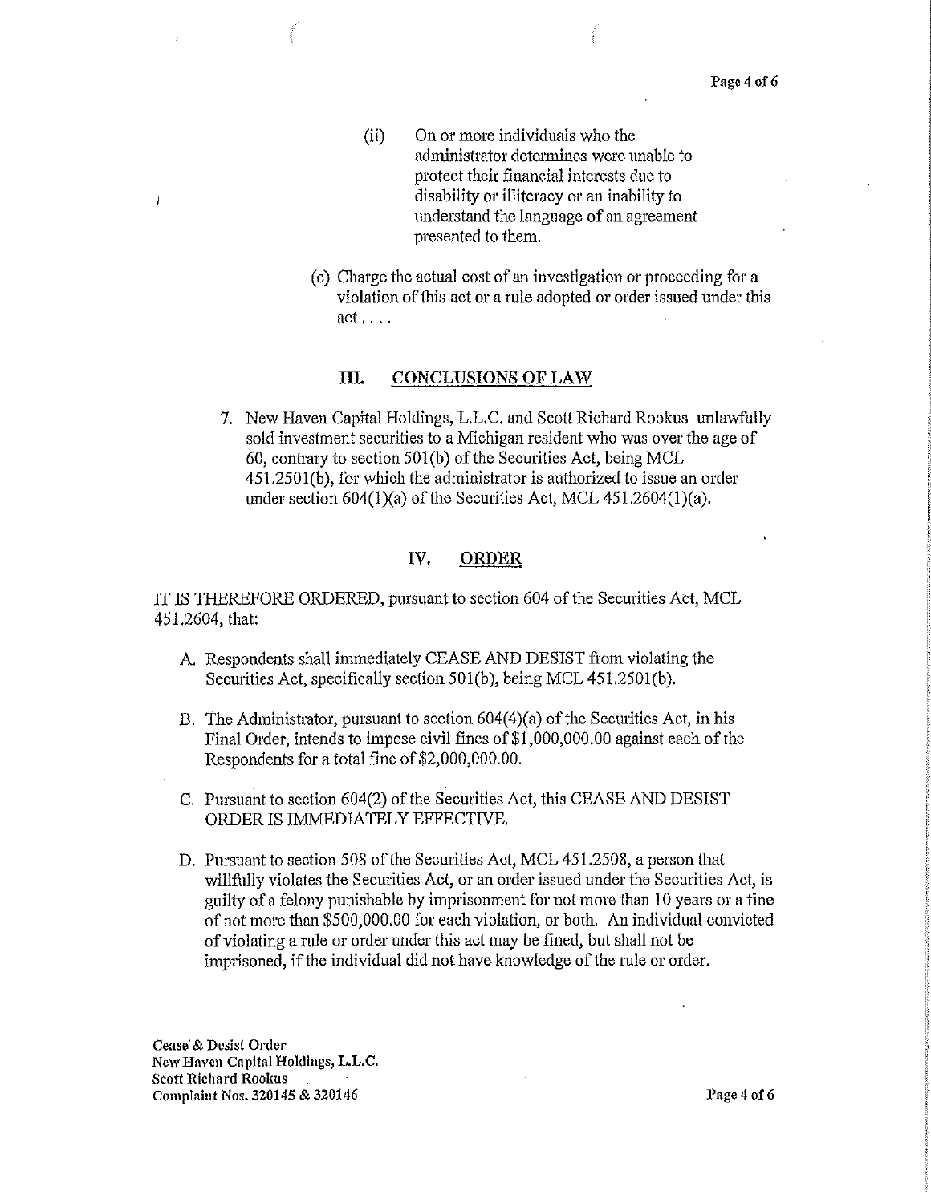(ii) On or more individuals who the administrator determines were unable to protect their financial interests due to disability or illiteracy or an inability to understand the language of an agreement presented to them.

(c) Charge the actual cost of an investigation or proceeding for a violation of this act or a rule adopted or order issued under this act . . . .

## III. CONCLUSIONS OF LAW

7. New Haven Capital Holdings, L.L.C. and Scott Richard Rookus unlawfully sold investment securities to a Michigan resident who was over the age of 60, contrary to section 501(b) of the Securities Act, being MCL 451.2501(b), for which the administrator is authorized to issue an order under section 604(1)(a) of the Securities Act, MCL 451.2604(1)(a).

## IV. ORDER

IT IS THEREFORE ORDERED, pursuant to section 604 of the Securities Act, MCL 451.2604, that:

A. Respondents shall immediately CEASE AND DESIST from violating the Securities Act, specifically section 501(b), being MCL 451.2501(b).

B. The Administrator, pursuant to section 604(4)(a) of the Securities Act, in his Final Order, intends to impose civil fines of $1,000,000.00 against each of the Respondents for a total fine of $2,000,000.00.

C. Pursuant to section 604(2) of the Securities Act, this CEASE AND DESIST ORDER IS IMMEDIATELY EFFECTIVE.

D. Pursuant to section 508 of the Securities Act, MCL 451.2508, a person that willfully violates the Securities Act, or an order issued under the Securities Act, is guilty of a felony punishable by imprisonment for not more than 10 years or a fine of not more than $500,000.00 for each violation, or both. An individual convicted of violating a rule or order under this act may be fined, but shall not be imprisoned, if the individual did not have knowledge of the rule or order.

Cease & Desist Order
New Haven Capital Holdings, L.L.C.
Scott Richard Rookus
Complaint Nos. 320145 & 320146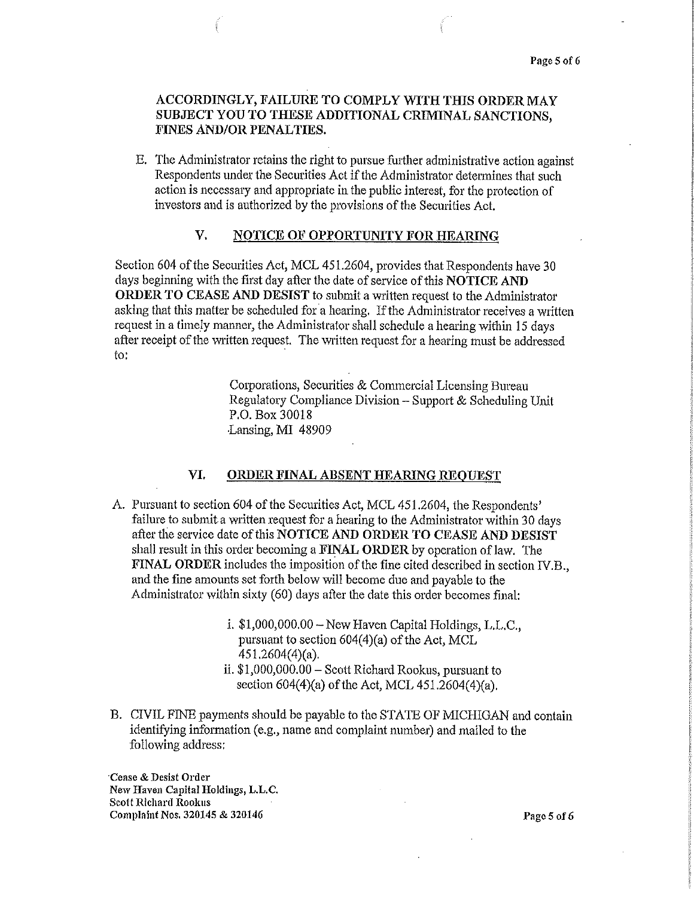**ACCORDINGLY, FAILURE TO COMPLY WITH THIS ORDER MAY SUBJECT YOU TO THESE ADDITIONAL CRIMINAL SANCTIONS, FINES AND/OR PENALTIES.**

E. The Administrator retains the right to pursue further administrative action against Respondents under the Securities Act if the Administrator determines that such action is necessary and appropriate in the public interest, for the protection of investors and is authorized by the provisions of the Securities Act.

## V. NOTICE OF OPPORTUNITY FOR HEARING

Section 604 of the Securities Act, MCL 451.2604, provides that Respondents have 30 days beginning with the first day after the date of service of this **NOTICE AND ORDER TO CEASE AND DESIST** to submit a written request to the Administrator asking that this matter be scheduled for a hearing. If the Administrator receives a written request in a timely manner, the Administrator shall schedule a hearing within 15 days after receipt of the written request. The written request for a hearing must be addressed to:

> Corporations, Securities & Commercial Licensing Bureau
> Regulatory Compliance Division – Support & Scheduling Unit
> P.O. Box 30018
> Lansing, MI 48909

## VI. ORDER FINAL ABSENT HEARING REQUEST

A. Pursuant to section 604 of the Securities Act, MCL 451.2604, the Respondents' failure to submit a written request for a hearing to the Administrator within 30 days after the service date of this **NOTICE AND ORDER TO CEASE AND DESIST** shall result in this order becoming a **FINAL ORDER** by operation of law. The **FINAL ORDER** includes the imposition of the fine cited described in section IV.B., and the fine amounts set forth below will become due and payable to the Administrator within sixty (60) days after the date this order becomes final:

   i. $1,000,000.00 – New Haven Capital Holdings, L.L.C., pursuant to section 604(4)(a) of the Act, MCL 451.2604(4)(a).
   ii. $1,000,000.00 – Scott Richard Rookus, pursuant to section 604(4)(a) of the Act, MCL 451.2604(4)(a).

B. CIVIL FINE payments should be payable to the STATE OF MICHIGAN and contain identifying information (e.g., name and complaint number) and mailed to the following address:

**Cease & Desist Order**
**New Haven Capital Holdings, L.L.C.**
**Scott Richard Rookus**
**Complaint Nos. 320145 & 320146**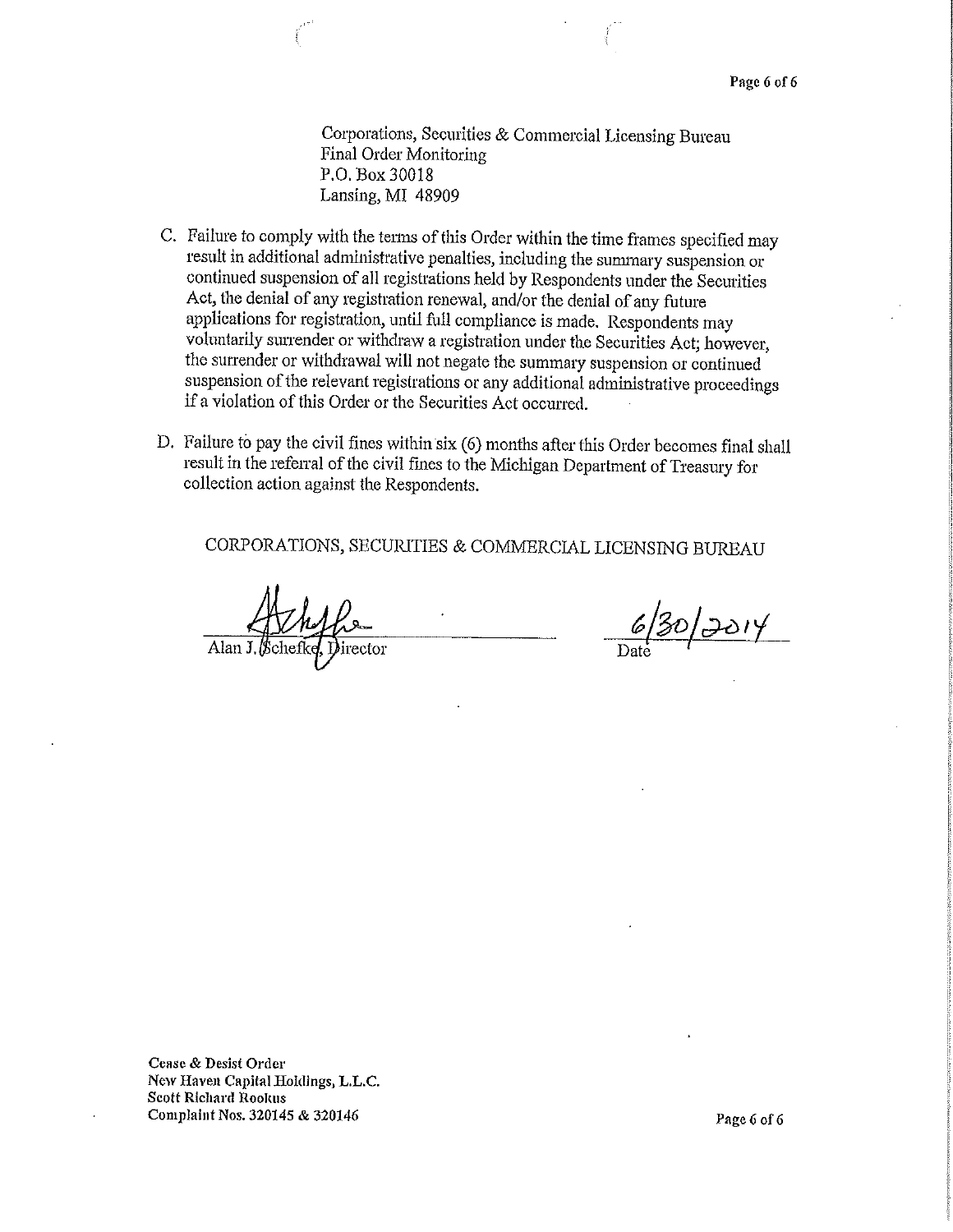Corporations, Securities & Commercial Licensing Bureau
Final Order Monitoring
P.O. Box 30018
Lansing, MI 48909

C. Failure to comply with the terms of this Order within the time frames specified may result in additional administrative penalties, including the summary suspension or continued suspension of all registrations held by Respondents under the Securities Act, the denial of any registration renewal, and/or the denial of any future applications for registration, until full compliance is made. Respondents may voluntarily surrender or withdraw a registration under the Securities Act; however, the surrender or withdrawal will not negate the summary suspension or continued suspension of the relevant registrations or any additional administrative proceedings if a violation of this Order or the Securities Act occurred.

D. Failure to pay the civil fines within six (6) months after this Order becomes final shall result in the referral of the civil fines to the Michigan Department of Treasury for collection action against the Respondents.

CORPORATIONS, SECURITIES & COMMERCIAL LICENSING BUREAU

Alan J. Schefke, Director

6/30/2014
Date

Cease & Desist Order
New Haven Capital Holdings, L.L.C.
Scott Richard Rookus
Complaint Nos. 320145 & 320146